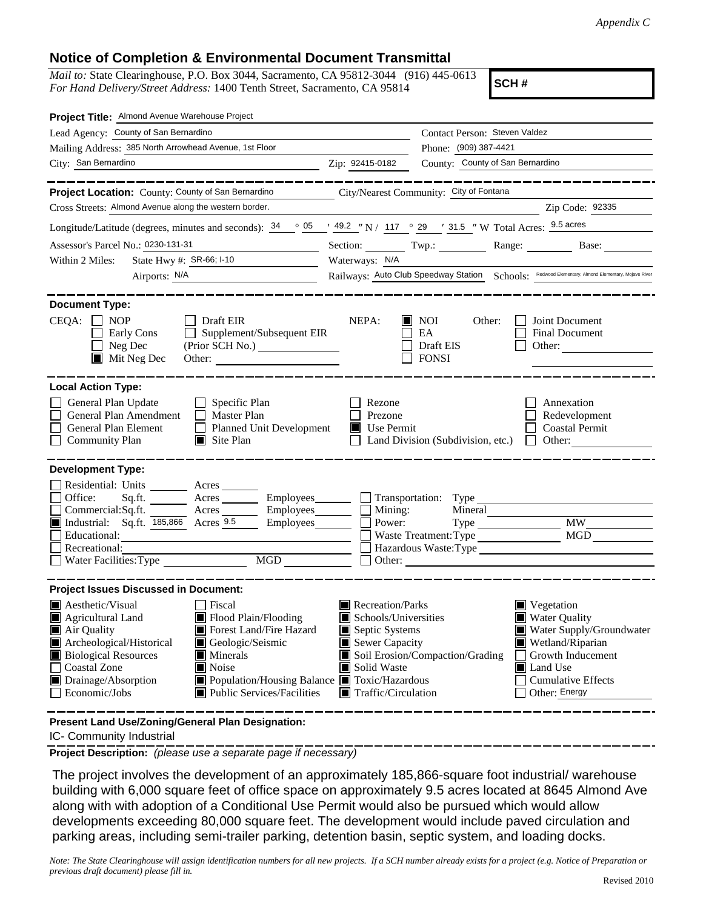*Appendix C*

## Notice of Completion & Environmental Document Transmittal

*Mail to:* State Clearinghouse, P.O. Box 3044, Sacramento, CA 95812-3044 (916) 445-0613
*For Hand Delivery/Street Address:* 1400 Tenth Street, Sacramento, CA 95814

**SCH #**

**Project Title:** Almond Avenue Warehouse Project

Lead Agency: County of San Bernardino
Contact Person: Steven Valdez
Mailing Address: 385 North Arrowhead Avenue, 1st Floor
Phone: (909) 387-4421
City: San Bernardino
Zip: 92415-0182
County: County of San Bernardino

---

**Project Location:** County: County of San Bernardino
City/Nearest Community: City of Fontana
Cross Streets: Almond Avenue along the western border.
Zip Code: 92335
Longitude/Latitude (degrees, minutes and seconds): 34 ° 05 ′ 49.2 ″ N / 117 ° 29 ′ 31.5 ″ W Total Acres: 9.5 acres
Assessor's Parcel No.: 0230-131-31
Section: ______ Twp.: ______ Range: ______ Base: ______
Within 2 Miles: State Hwy #: SR-66; I-10
Waterways: N/A
Airports: N/A
Railways: Auto Club Speedway Station
Schools: Redwood Elementary, Almond Elementary, Mojave River

---

**Document Type:**

CEQA:
- [ ] NOP
- [ ] Early Cons
- [ ] Neg Dec
- [x] Mit Neg Dec
- [ ] Draft EIR
- [ ] Supplement/Subsequent EIR (Prior SCH No.) ______
- Other: ______

NEPA:
- [x] NOI
- [ ] EA
- [ ] Draft EIS
- [ ] FONSI

Other:
- [ ] Joint Document
- [ ] Final Document
- [ ] Other: ______

---

**Local Action Type:**

- [ ] General Plan Update
- [ ] General Plan Amendment
- [ ] General Plan Element
- [ ] Community Plan
- [ ] Specific Plan
- [ ] Master Plan
- [ ] Planned Unit Development
- [x] Site Plan
- [ ] Rezone
- [ ] Prezone
- [x] Use Permit
- [ ] Land Division (Subdivision, etc.)
- [ ] Annexation
- [ ] Redevelopment
- [ ] Coastal Permit
- [ ] Other: ______

---

**Development Type:**

- [ ] Residential: Units ______ Acres ______
- [ ] Office: Sq.ft. ______ Acres ______ Employees ______
- [ ] Commercial: Sq.ft. ______ Acres ______ Employees ______
- [x] Industrial: Sq.ft. 185,866 Acres 9.5 Employees ______
- [ ] Educational: ______
- [ ] Recreational: ______
- [ ] Water Facilities: Type ______ MGD ______
- [ ] Transportation: Type ______
- [ ] Mining: Mineral ______
- [ ] Power: Type ______ MW ______
- [ ] Waste Treatment: Type ______ MGD ______
- [ ] Hazardous Waste: Type ______
- [ ] Other: ______

---

**Project Issues Discussed in Document:**

- [x] Aesthetic/Visual
- [x] Agricultural Land
- [x] Air Quality
- [x] Archeological/Historical
- [x] Biological Resources
- [ ] Coastal Zone
- [x] Drainage/Absorption
- [ ] Economic/Jobs
- [ ] Fiscal
- [x] Flood Plain/Flooding
- [x] Forest Land/Fire Hazard
- [x] Geologic/Seismic
- [x] Minerals
- [x] Noise
- [x] Population/Housing Balance
- [x] Public Services/Facilities
- [x] Recreation/Parks
- [x] Schools/Universities
- [x] Septic Systems
- [x] Sewer Capacity
- [x] Soil Erosion/Compaction/Grading
- [x] Solid Waste
- [x] Toxic/Hazardous
- [x] Traffic/Circulation
- [x] Vegetation
- [x] Water Quality
- [x] Water Supply/Groundwater
- [x] Wetland/Riparian
- [ ] Growth Inducement
- [x] Land Use
- [ ] Cumulative Effects
- [ ] Other: Energy

---

**Present Land Use/Zoning/General Plan Designation:**

IC- Community Industrial

**Project Description:** *(please use a separate page if necessary)*

The project involves the development of an approximately 185,866-square foot industrial/ warehouse building with 6,000 square feet of office space on approximately 9.5 acres located at 8645 Almond Ave along with with adoption of a Conditional Use Permit would also be pursued which would allow developments exceeding 80,000 square feet. The development would include paved circulation and parking areas, including semi-trailer parking, detention basin, septic system, and loading docks.

*Note: The State Clearinghouse will assign identification numbers for all new projects. If a SCH number already exists for a project (e.g. Notice of Preparation or previous draft document) please fill in.*

Revised 2010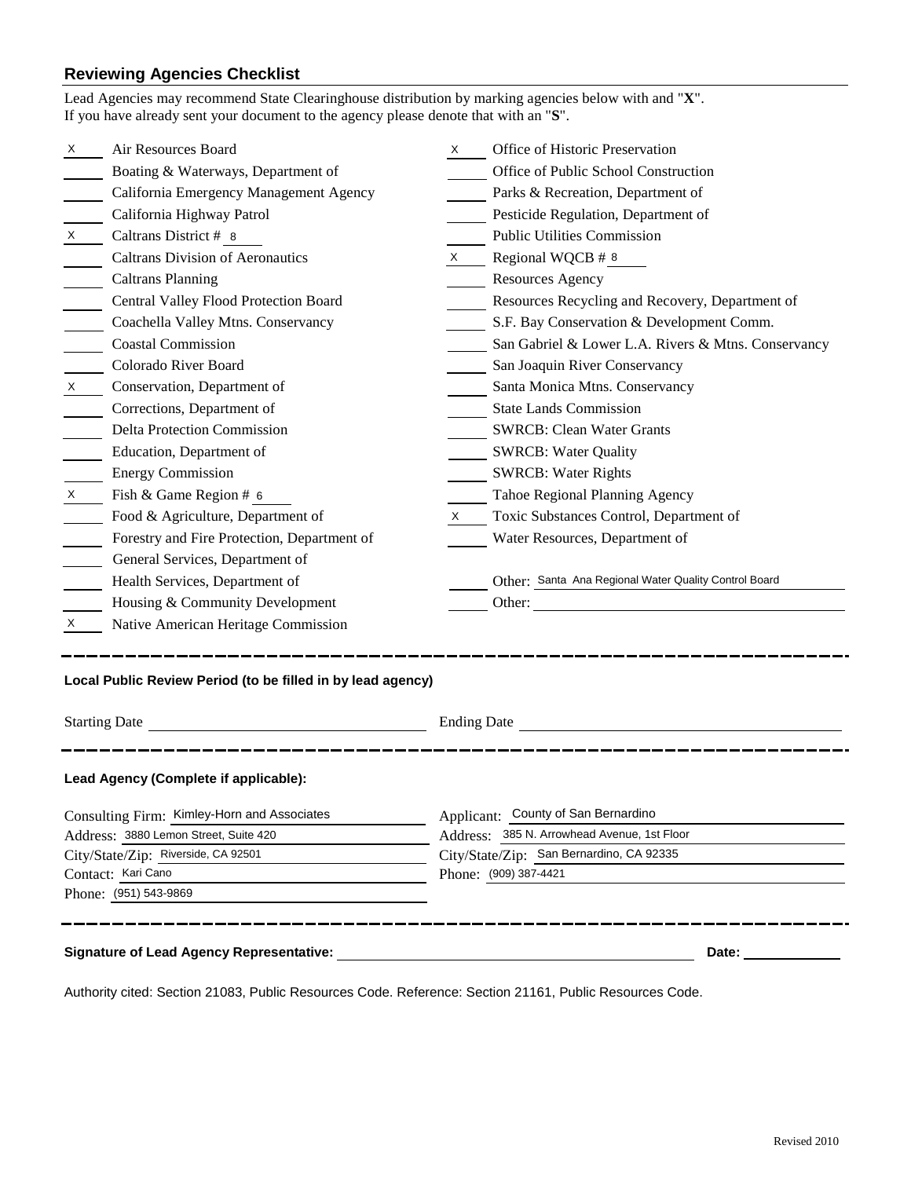## Reviewing Agencies Checklist

Lead Agencies may recommend State Clearinghouse distribution by marking agencies below with and "**X**".
If you have already sent your document to the agency please denote that with an "**S**".

| | | | |
|---|---|---|---|
| X | Air Resources Board | X | Office of Historic Preservation |
| | Boating & Waterways, Department of | | Office of Public School Construction |
| | California Emergency Management Agency | | Parks & Recreation, Department of |
| | California Highway Patrol | | Pesticide Regulation, Department of |
| X | Caltrans District # 8 | | Public Utilities Commission |
| | Caltrans Division of Aeronautics | X | Regional WQCB # 8 |
| | Caltrans Planning | | Resources Agency |
| | Central Valley Flood Protection Board | | Resources Recycling and Recovery, Department of |
| | Coachella Valley Mtns. Conservancy | | S.F. Bay Conservation & Development Comm. |
| | Coastal Commission | | San Gabriel & Lower L.A. Rivers & Mtns. Conservancy |
| | Colorado River Board | | San Joaquin River Conservancy |
| X | Conservation, Department of | | Santa Monica Mtns. Conservancy |
| | Corrections, Department of | | State Lands Commission |
| | Delta Protection Commission | | SWRCB: Clean Water Grants |
| | Education, Department of | | SWRCB: Water Quality |
| | Energy Commission | | SWRCB: Water Rights |
| X | Fish & Game Region # 6 | | Tahoe Regional Planning Agency |
| | Food & Agriculture, Department of | X | Toxic Substances Control, Department of |
| | Forestry and Fire Protection, Department of | | Water Resources, Department of |
| | General Services, Department of | | |
| | Health Services, Department of | | Other: Santa Ana Regional Water Quality Control Board |
| | Housing & Community Development | | Other: |
| X | Native American Heritage Commission | | |

---

**Local Public Review Period (to be filled in by lead agency)**

Starting Date ____________________ Ending Date ____________________

---

**Lead Agency (Complete if applicable):**

Consulting Firm: Kimley-Horn and Associates
Address: 3880 Lemon Street, Suite 420
City/State/Zip: Riverside, CA 92501
Contact: Kari Cano
Phone: (951) 543-9869

Applicant: County of San Bernardino
Address: 385 N. Arrowhead Avenue, 1st Floor
City/State/Zip: San Bernardino, CA 92335
Phone: (909) 387-4421

---

**Signature of Lead Agency Representative:** ____________________ **Date:** ____________

Authority cited: Section 21083, Public Resources Code. Reference: Section 21161, Public Resources Code.

Revised 2010